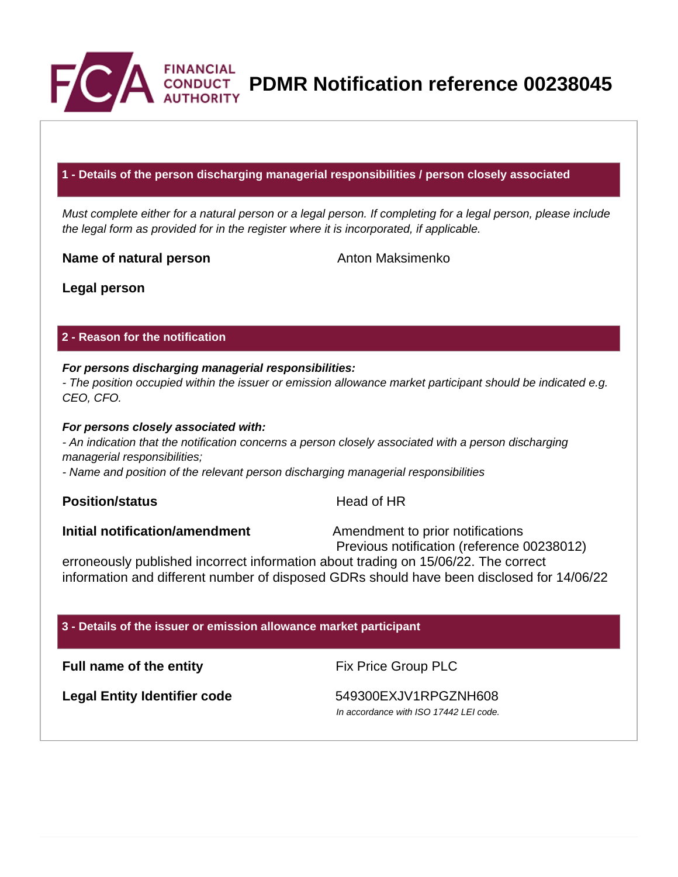# PDMR Notification reference 00238045

## 1 - Details of the person discharging managerial responsibilities / person closely associated

*Must complete either for a natural person or a legal person. If completing for a legal person, please include the legal form as provided for in the register where it is incorporated, if applicable.*

**Name of natural person** Anton Maksimenko

**Legal person**

## 2 - Reason for the notification

***For persons discharging managerial responsibilities:***
*- The position occupied within the issuer or emission allowance market participant should be indicated e.g. CEO, CFO.*

***For persons closely associated with:***
*- An indication that the notification concerns a person closely associated with a person discharging managerial responsibilities;*
*- Name and position of the relevant person discharging managerial responsibilities*

**Position/status** Head of HR

**Initial notification/amendment** Amendment to prior notifications
Previous notification (reference 00238012) erroneously published incorrect information about trading on 15/06/22. The correct information and different number of disposed GDRs should have been disclosed for 14/06/22

## 3 - Details of the issuer or emission allowance market participant

**Full name of the entity** Fix Price Group PLC

**Legal Entity Identifier code** 549300EXJV1RPGZNH608
*In accordance with ISO 17442 LEI code.*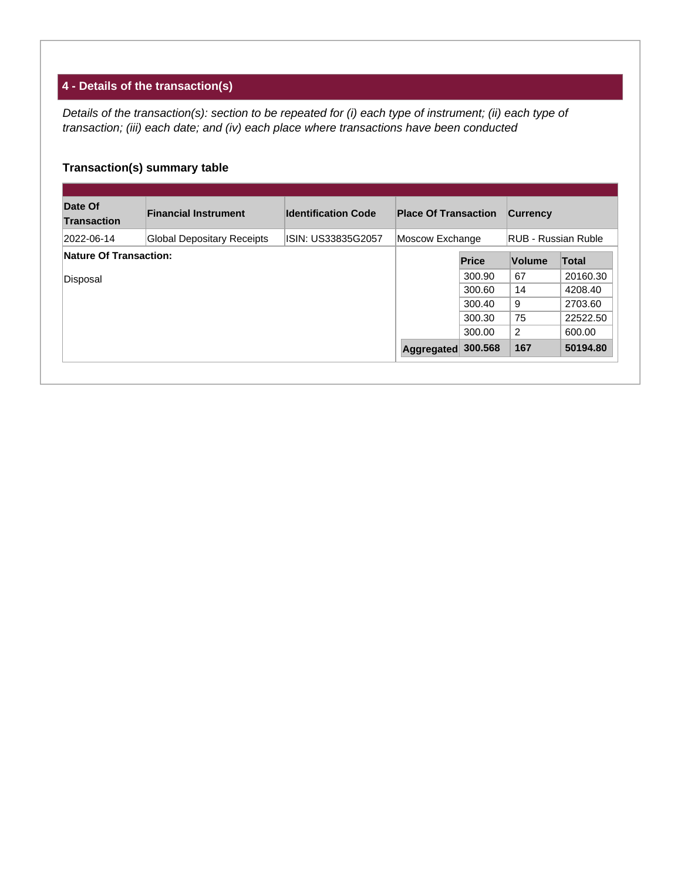## 4 - Details of the transaction(s)

*Details of the transaction(s): section to be repeated for (i) each type of instrument; (ii) each type of transaction; (iii) each date; and (iv) each place where transactions have been conducted*

### Transaction(s) summary table

| Date Of Transaction | Financial Instrument | Identification Code | Place Of Transaction | Currency |
|---|---|---|---|---|
| 2022-06-14 | Global Depositary Receipts | ISIN: US33835G2057 | Moscow Exchange | RUB - Russian Ruble |

**Nature Of Transaction:**

Disposal

| | Price | Volume | Total |
|---|---|---|---|
| | 300.90 | 67 | 20160.30 |
| | 300.60 | 14 | 4208.40 |
| | 300.40 | 9 | 2703.60 |
| | 300.30 | 75 | 22522.50 |
| | 300.00 | 2 | 600.00 |
| **Aggregated** | **300.568** | **167** | **50194.80** |